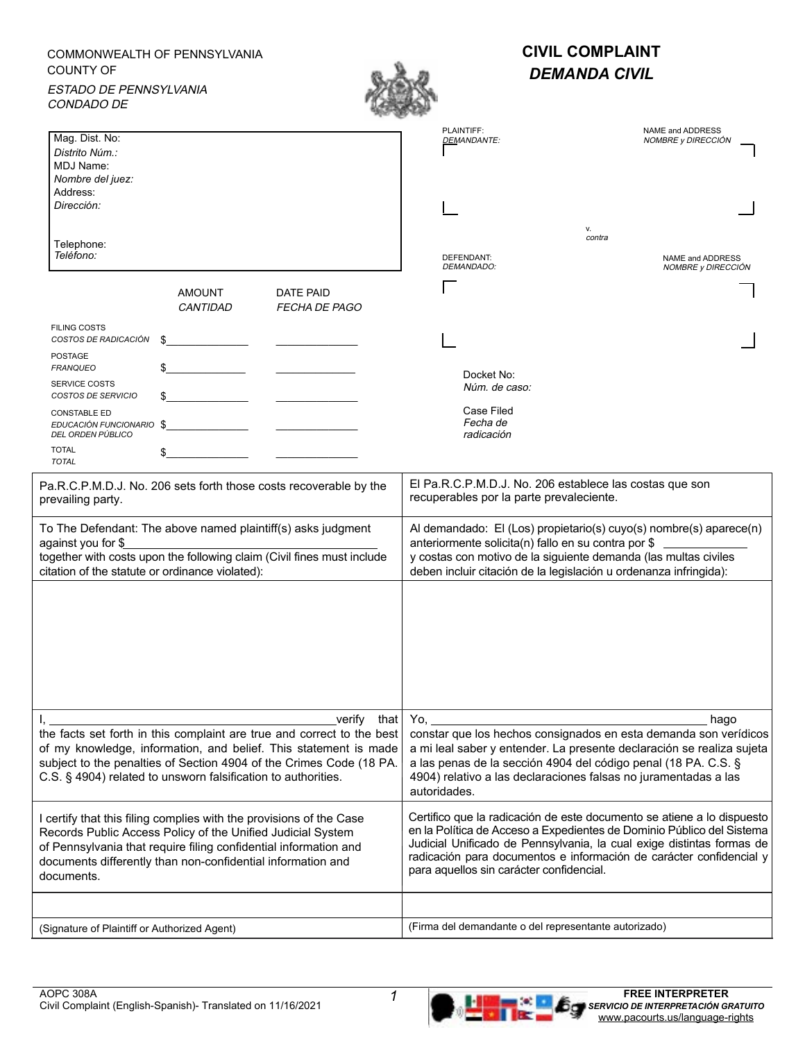COMMONWEALTH OF PENNSYLVANIA
COUNTY OF

*ESTADO DE PENNSYLVANIA*
*CONDADO DE*

# CIVIL COMPLAINT
## *DEMANDA CIVIL*

| |
|---|
| Mag. Dist. No: *Distrito Núm.:* |
| MDJ Name: *Nombre del juez:* |
| Address: *Dirección:* |
| Telephone: *Teléfono:* |

PLAINTIFF: *DEMANDANTE:* — NAME and ADDRESS *NOMBRE y DIRECCIÓN*

v. *contra*

DEFENDANT: *DEMANDADO:* — NAME and ADDRESS *NOMBRE y DIRECCIÓN*

| | AMOUNT *CANTIDAD* | DATE PAID *FECHA DE PAGO* |
|---|---|---|
| FILING COSTS *COSTOS DE RADICACIÓN* | $ | |
| POSTAGE *FRANQUEO* | $ | |
| SERVICE COSTS *COSTOS DE SERVICIO* | $ | |
| CONSTABLE ED *EDUCACIÓN FUNCIONARIO DEL ORDEN PÚBLICO* | $ | |
| TOTAL *TOTAL* | $ | |

Docket No: *Núm. de caso:*

Case Filed *Fecha de radicación*

| | |
|---|---|
| Pa.R.C.P.M.D.J. No. 206 sets forth those costs recoverable by the prevailing party. | El Pa.R.C.P.M.D.J. No. 206 establece las costas que son recuperables por la parte prevaleciente. |
| To The Defendant: The above named plaintiff(s) asks judgment against you for $\_\_\_\_\_\_\_\_\_\_ together with costs upon the following claim (Civil fines must include citation of the statute or ordinance violated): | Al demandado: El (Los) propietario(s) cuyo(s) nombre(s) aparece(n) anteriormente solicita(n) fallo en su contra por $ \_\_\_\_\_\_\_\_\_\_ y costas con motivo de la siguiente demanda (las multas civiles deben incluir citación de la legislación u ordenanza infringida): |
| | |
| I, \_\_\_\_\_\_\_\_\_\_\_\_\_\_\_\_\_\_\_\_ verify that the facts set forth in this complaint are true and correct to the best of my knowledge, information, and belief. This statement is made subject to the penalties of Section 4904 of the Crimes Code (18 PA. C.S. § 4904) related to unsworn falsification to authorities. | Yo, \_\_\_\_\_\_\_\_\_\_\_\_\_\_\_\_\_\_\_\_ hago constar que los hechos consignados en esta demanda son verídicos a mi leal saber y entender. La presente declaración se realiza sujeta a las penas de la sección 4904 del código penal (18 PA. C.S. § 4904) relativo a las declaraciones falsas no juramentadas a las autoridades. |
| I certify that this filing complies with the provisions of the Case Records Public Access Policy of the Unified Judicial System of Pennsylvania that require filing confidential information and documents differently than non-confidential information and documents. | Certifico que la radicación de este documento se atiene a lo dispuesto en la Política de Acceso a Expedientes de Dominio Público del Sistema Judicial Unificado de Pennsylvania, la cual exige distintas formas de radicación para documentos e información de carácter confidencial y para aquellos sin carácter confidencial. |
| | |
| (Signature of Plaintiff or Authorized Agent) | (Firma del demandante o del representante autorizado) |

AOPC 308A
Civil Complaint (English-Spanish)- Translated on 11/16/2021

**FREE INTERPRETER**
***SERVICIO DE INTERPRETACIÓN GRATUITO***
www.pacourts.us/language-rights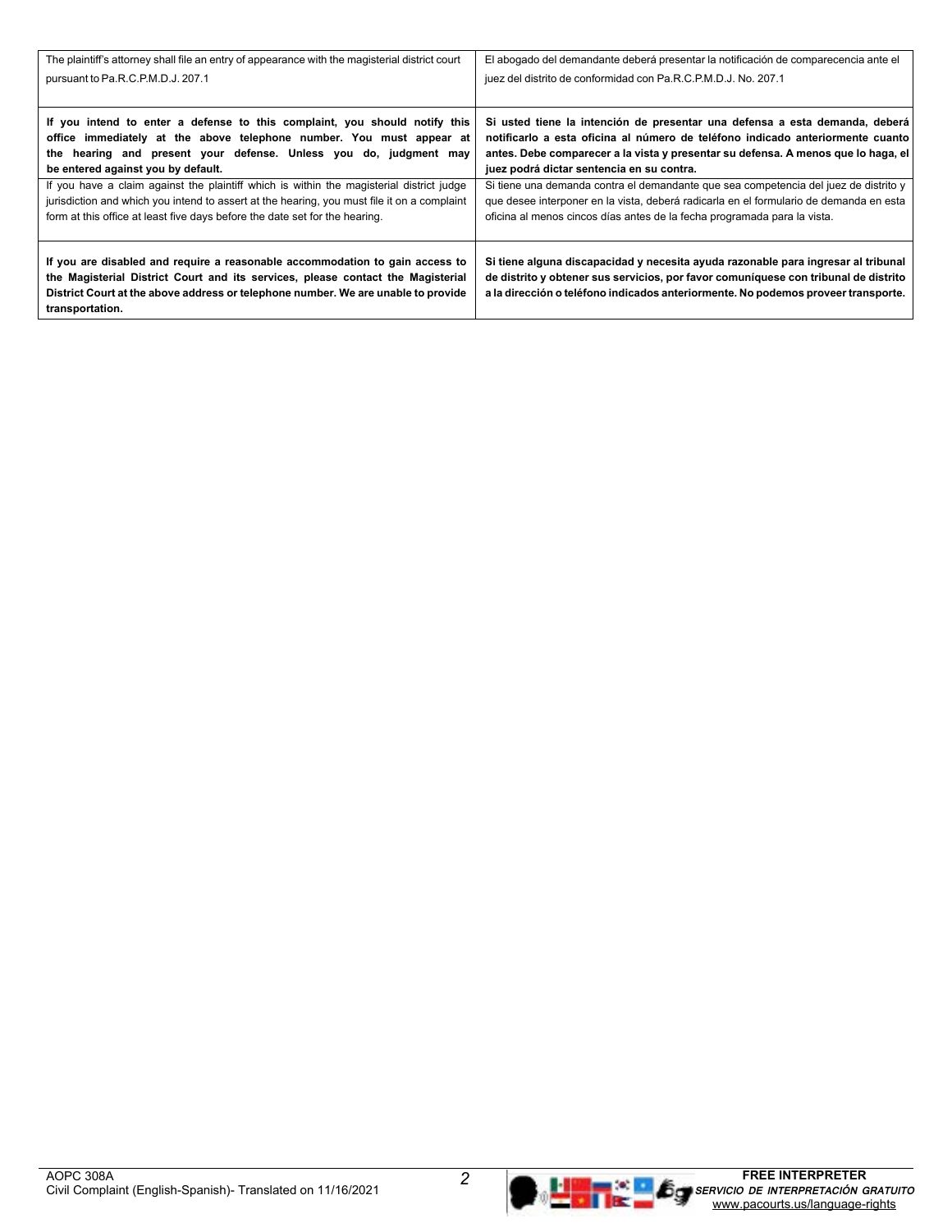| | |
|---|---|
| The plaintiff's attorney shall file an entry of appearance with the magisterial district court pursuant to Pa.R.C.P.M.D.J. 207.1 | El abogado del demandante deberá presentar la notificación de comparecencia ante el juez del distrito de conformidad con Pa.R.C.P.M.D.J. No. 207.1 |
| **If you intend to enter a defense to this complaint, you should notify this office immediately at the above telephone number. You must appear at the hearing and present your defense. Unless you do, judgment may be entered against you by default.** | **Si usted tiene la intención de presentar una defensa a esta demanda, deberá notificarlo a esta oficina al número de teléfono indicado anteriormente cuanto antes. Debe comparecer a la vista y presentar su defensa. A menos que lo haga, el juez podrá dictar sentencia en su contra.** |
| If you have a claim against the plaintiff which is within the magisterial district judge jurisdiction and which you intend to assert at the hearing, you must file it on a complaint form at this office at least five days before the date set for the hearing. | Si tiene una demanda contra el demandante que sea competencia del juez de distrito y que desee interponer en la vista, deberá radicarla en el formulario de demanda en esta oficina al menos cincos días antes de la fecha programada para la vista. |
| **If you are disabled and require a reasonable accommodation to gain access to the Magisterial District Court and its services, please contact the Magisterial District Court at the above address or telephone number. We are unable to provide transportation.** | **Si tiene alguna discapacidad y necesita ayuda razonable para ingresar al tribunal de distrito y obtener sus servicios, por favor comuníquese con tribunal de distrito a la dirección o teléfono indicados anteriormente. No podemos proveer transporte.** |

AOPC 308A
Civil Complaint (English-Spanish)- Translated on 11/16/2021

**FREE INTERPRETER**
***SERVICIO DE INTERPRETACIÓN GRATUITO***
www.pacourts.us/language-rights